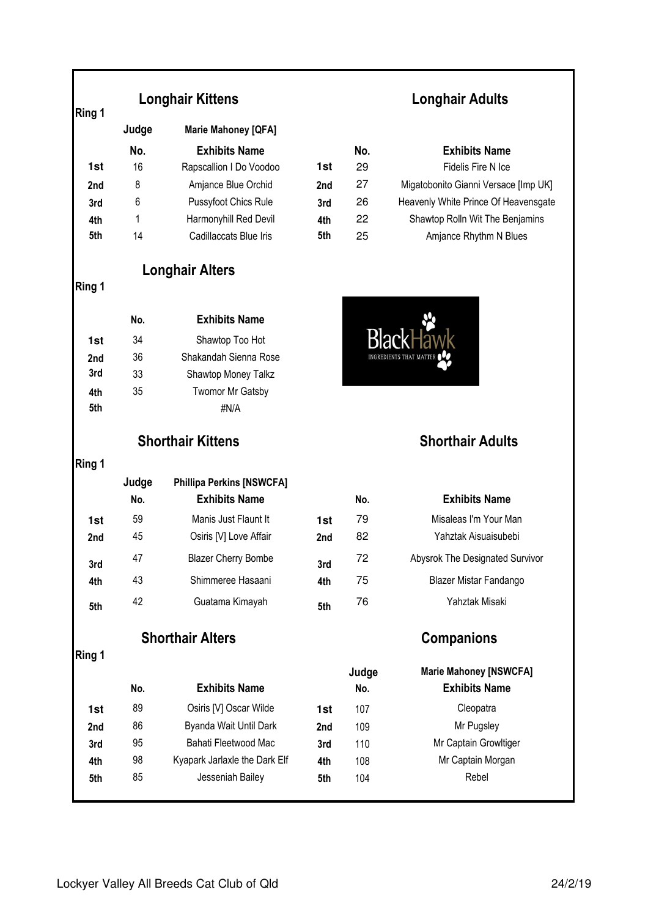## Ring 1

### Longhair Kittens

Judge: Marie Mahoney [QFA]

| | No. | Exhibits Name |
|---|---|---|
| 1st | 16 | Rapscallion I Do Voodoo |
| 2nd | 8 | Amjance Blue Orchid |
| 3rd | 6 | Pussyfoot Chics Rule |
| 4th | 1 | Harmonyhill Red Devil |
| 5th | 14 | Cadillaccats Blue Iris |

### Longhair Adults

| | No. | Exhibits Name |
|---|---|---|
| 1st | 29 | Fidelis Fire N Ice |
| 2nd | 27 | Migatobonito Gianni Versace [Imp UK] |
| 3rd | 26 | Heavenly White Prince Of Heavensgate |
| 4th | 22 | Shawtop Rolln Wit The Benjamins |
| 5th | 25 | Amjance Rhythm N Blues |

## Ring 1

### Longhair Alters

| | No. | Exhibits Name |
|---|---|---|
| 1st | 34 | Shawtop Too Hot |
| 2nd | 36 | Shakandah Sienna Rose |
| 3rd | 33 | Shawtop Money Talkz |
| 4th | 35 | Twomor Mr Gatsby |
| 5th | | #N/A |

BlackHawk — INGREDIENTS THAT MATTER

## Ring 1

### Shorthair Kittens

Judge: Phillipa Perkins [NSWCFA]

| | No. | Exhibits Name |
|---|---|---|
| 1st | 59 | Manis Just Flaunt It |
| 2nd | 45 | Osiris [V] Love Affair |
| 3rd | 47 | Blazer Cherry Bombe |
| 4th | 43 | Shimmeree Hasaani |
| 5th | 42 | Guatama Kimayah |

### Shorthair Adults

| | No. | Exhibits Name |
|---|---|---|
| 1st | 79 | Misaleas I'm Your Man |
| 2nd | 82 | Yahztak Aisuaisubebi |
| 3rd | 72 | Abysrok The Designated Survivor |
| 4th | 75 | Blazer Mistar Fandango |
| 5th | 76 | Yahztak Misaki |

## Ring 1

### Shorthair Alters

| | No. | Exhibits Name |
|---|---|---|
| 1st | 89 | Osiris [V] Oscar Wilde |
| 2nd | 86 | Byanda Wait Until Dark |
| 3rd | 95 | Bahati Fleetwood Mac |
| 4th | 98 | Kyapark Jarlaxle the Dark Elf |
| 5th | 85 | Jesseniah Bailey |

### Companions

Judge: Marie Mahoney [NSWCFA]

| | No. | Exhibits Name |
|---|---|---|
| 1st | 107 | Cleopatra |
| 2nd | 109 | Mr Pugsley |
| 3rd | 110 | Mr Captain Growltiger |
| 4th | 108 | Mr Captain Morgan |
| 5th | 104 | Rebel |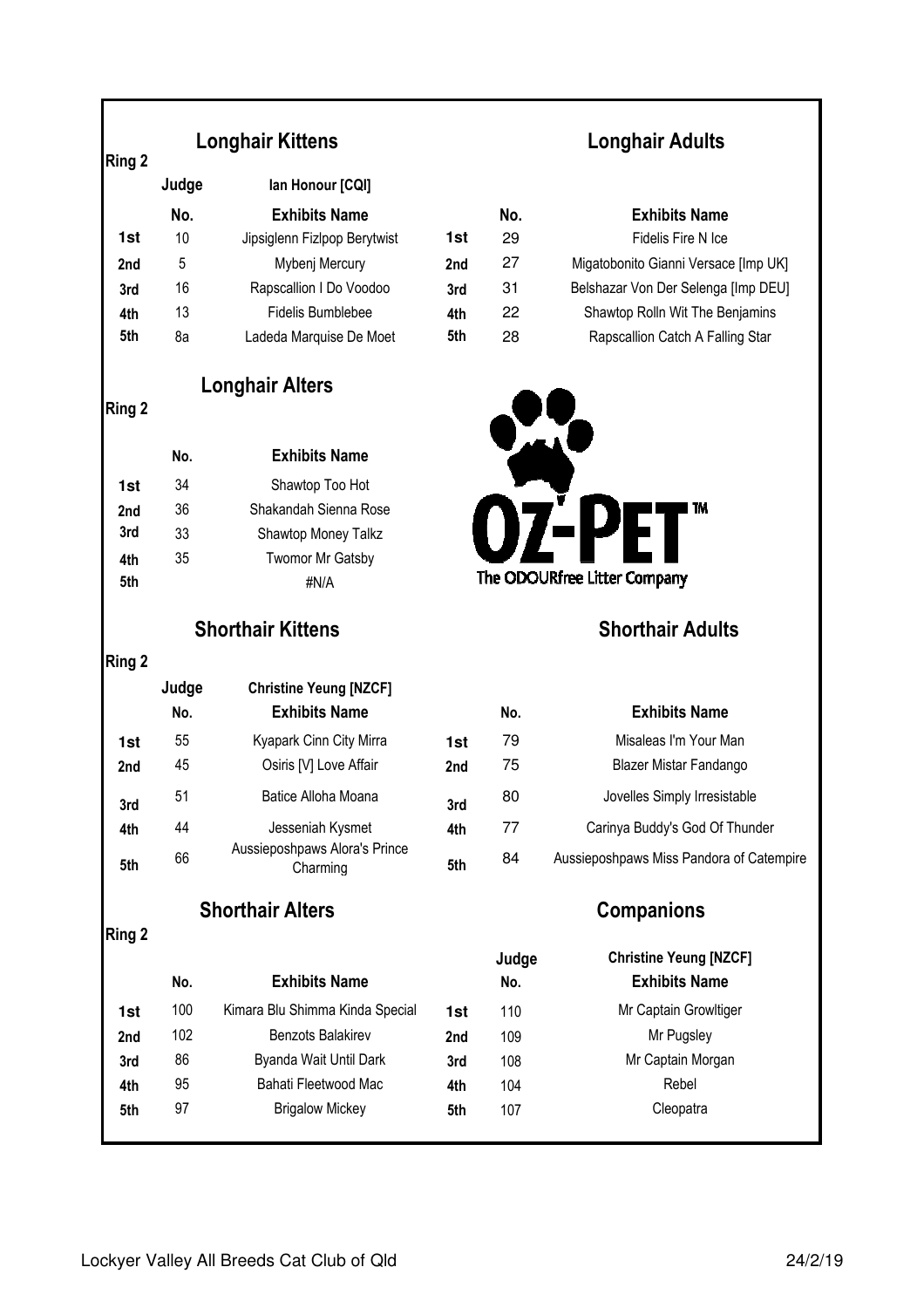## Ring 2

### Longhair Kittens

Judge: Ian Honour [CQI]

| | No. | Exhibits Name |
|---|---|---|
| 1st | 10 | Jipsiglenn Fizlpop Berytwist |
| 2nd | 5 | Mybenj Mercury |
| 3rd | 16 | Rapscallion I Do Voodoo |
| 4th | 13 | Fidelis Bumblebee |
| 5th | 8a | Ladeda Marquise De Moet |

### Longhair Adults

| | No. | Exhibits Name |
|---|---|---|
| 1st | 29 | Fidelis Fire N Ice |
| 2nd | 27 | Migatobonito Gianni Versace [Imp UK] |
| 3rd | 31 | Belshazar Von Der Selenga [Imp DEU] |
| 4th | 22 | Shawtop Rolln Wit The Benjamins |
| 5th | 28 | Rapscallion Catch A Falling Star |

## Ring 2

### Longhair Alters

| | No. | Exhibits Name |
|---|---|---|
| 1st | 34 | Shawtop Too Hot |
| 2nd | 36 | Shakandah Sienna Rose |
| 3rd | 33 | Shawtop Money Talkz |
| 4th | 35 | Twomor Mr Gatsby |
| 5th | | #N/A |

OZ-PET™
The ODOURfree Litter Company

## Ring 2

### Shorthair Kittens

Judge: Christine Yeung [NZCF]

| | No. | Exhibits Name |
|---|---|---|
| 1st | 55 | Kyapark Cinn City Mirra |
| 2nd | 45 | Osiris [V] Love Affair |
| 3rd | 51 | Batice Alloha Moana |
| 4th | 44 | Jesseniah Kysmet |
| 5th | 66 | Aussieposhpaws Alora's Prince Charming |

### Shorthair Adults

| | No. | Exhibits Name |
|---|---|---|
| 1st | 79 | Misaleas I'm Your Man |
| 2nd | 75 | Blazer Mistar Fandango |
| 3rd | 80 | Jovelles Simply Irresistable |
| 4th | 77 | Carinya Buddy's God Of Thunder |
| 5th | 84 | Aussieposhpaws Miss Pandora of Catempire |

## Ring 2

### Shorthair Alters

| | No. | Exhibits Name |
|---|---|---|
| 1st | 100 | Kimara Blu Shimma Kinda Special |
| 2nd | 102 | Benzots Balakirev |
| 3rd | 86 | Byanda Wait Until Dark |
| 4th | 95 | Bahati Fleetwood Mac |
| 5th | 97 | Brigalow Mickey |

### Companions

Judge: Christine Yeung [NZCF]

| | No. | Exhibits Name |
|---|---|---|
| 1st | 110 | Mr Captain Growltiger |
| 2nd | 109 | Mr Pugsley |
| 3rd | 108 | Mr Captain Morgan |
| 4th | 104 | Rebel |
| 5th | 107 | Cleopatra |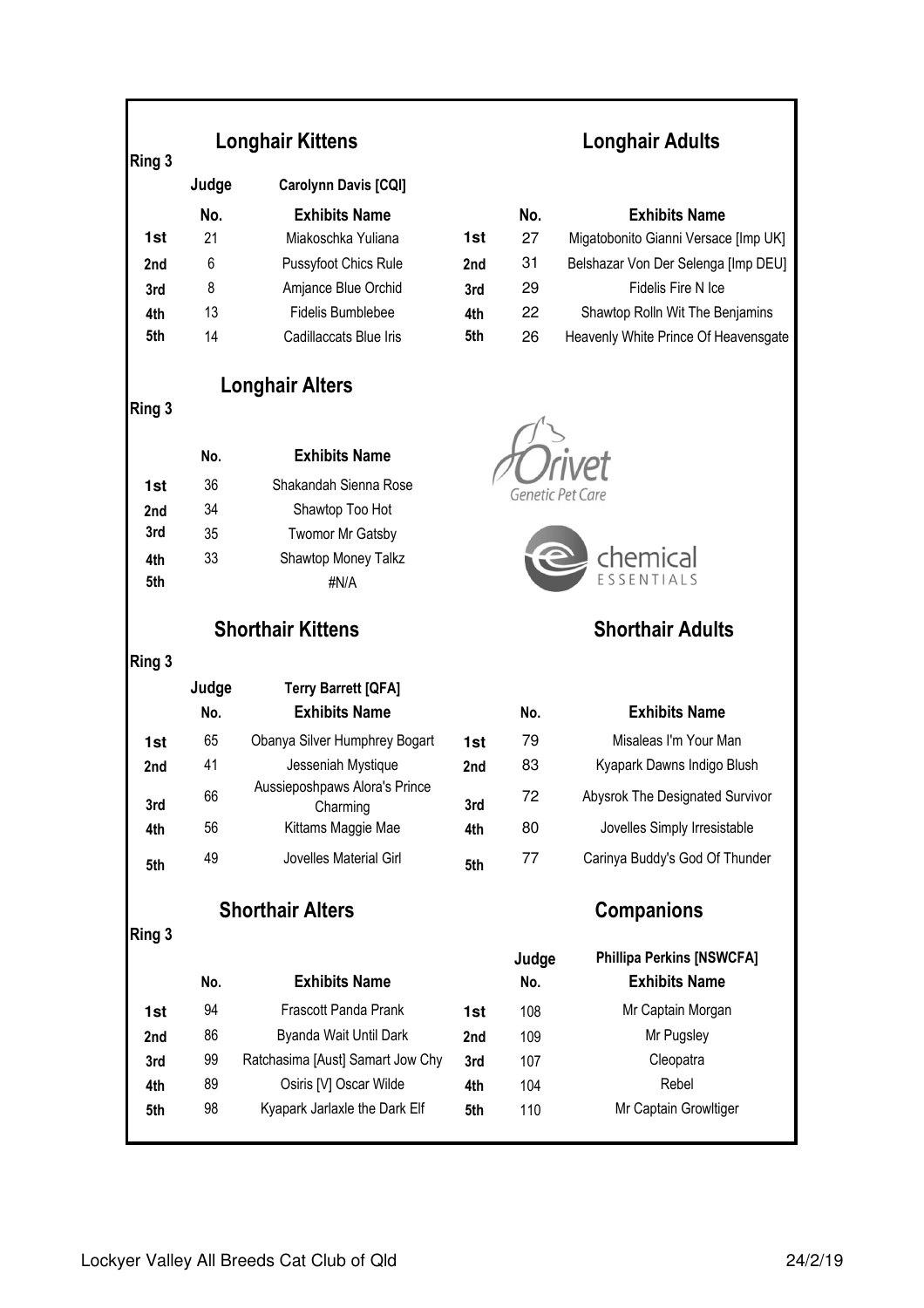## Ring 3

### Longhair Kittens

Judge: Carolynn Davis [CQI]

| | No. | Exhibits Name |
|---|---|---|
| 1st | 21 | Miakoschka Yuliana |
| 2nd | 6 | Pussyfoot Chics Rule |
| 3rd | 8 | Amjance Blue Orchid |
| 4th | 13 | Fidelis Bumblebee |
| 5th | 14 | Cadillaccats Blue Iris |

### Longhair Adults

| | No. | Exhibits Name |
|---|---|---|
| 1st | 27 | Migatobonito Gianni Versace [Imp UK] |
| 2nd | 31 | Belshazar Von Der Selenga [Imp DEU] |
| 3rd | 29 | Fidelis Fire N Ice |
| 4th | 22 | Shawtop Rolln Wit The Benjamins |
| 5th | 26 | Heavenly White Prince Of Heavensgate |

## Ring 3

### Longhair Alters

| | No. | Exhibits Name |
|---|---|---|
| 1st | 36 | Shakandah Sienna Rose |
| 2nd | 34 | Shawtop Too Hot |
| 3rd | 35 | Twomor Mr Gatsby |
| 4th | 33 | Shawtop Money Talkz |
| 5th | | #N/A |

Orivet Genetic Pet Care

chemical ESSENTIALS

## Ring 3

### Shorthair Kittens

Judge: Terry Barrett [QFA]

| | No. | Exhibits Name |
|---|---|---|
| 1st | 65 | Obanya Silver Humphrey Bogart |
| 2nd | 41 | Jesseniah Mystique |
| 3rd | 66 | Aussieposhpaws Alora's Prince Charming |
| 4th | 56 | Kittams Maggie Mae |
| 5th | 49 | Jovelles Material Girl |

### Shorthair Adults

| | No. | Exhibits Name |
|---|---|---|
| 1st | 79 | Misaleas I'm Your Man |
| 2nd | 83 | Kyapark Dawns Indigo Blush |
| 3rd | 72 | Abysrok The Designated Survivor |
| 4th | 80 | Jovelles Simply Irresistable |
| 5th | 77 | Carinya Buddy's God Of Thunder |

## Ring 3

### Shorthair Alters

| | No. | Exhibits Name |
|---|---|---|
| 1st | 94 | Frascott Panda Prank |
| 2nd | 86 | Byanda Wait Until Dark |
| 3rd | 99 | Ratchasima [Aust] Samart Jow Chy |
| 4th | 89 | Osiris [V] Oscar Wilde |
| 5th | 98 | Kyapark Jarlaxle the Dark Elf |

### Companions

Judge: Phillipa Perkins [NSWCFA]

| | No. | Exhibits Name |
|---|---|---|
| 1st | 108 | Mr Captain Morgan |
| 2nd | 109 | Mr Pugsley |
| 3rd | 107 | Cleopatra |
| 4th | 104 | Rebel |
| 5th | 110 | Mr Captain Growltiger |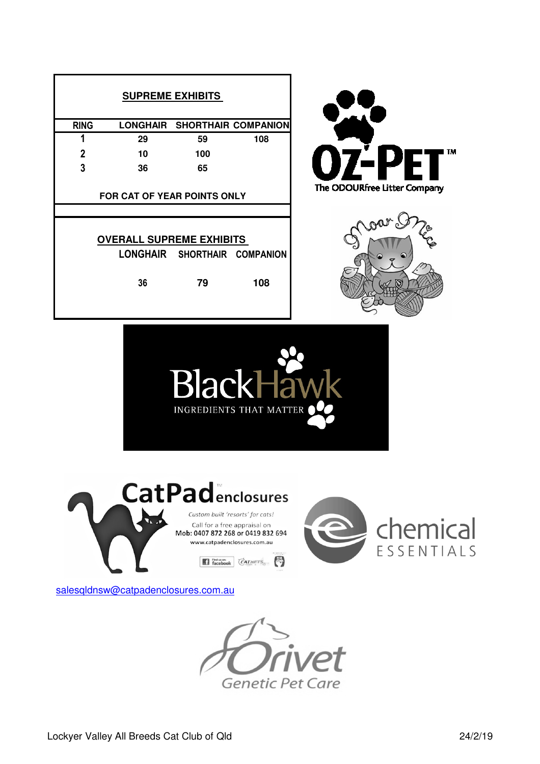## SUPREME EXHIBITS

| RING | LONGHAIR | SHORTHAIR | COMPANION |
|---|---|---|---|
| 1 | 29 | 59 | 108 |
| 2 | 10 | 100 | |
| 3 | 36 | 65 | |

FOR CAT OF YEAR POINTS ONLY

## OVERALL SUPREME EXHIBITS

| LONGHAIR | SHORTHAIR | COMPANION |
|---|---|---|
| 36 | 79 | 108 |

OZ-PET™

The ODOURfree Litter Company

Moar Mice

BlackHawk

INGREDIENTS THAT MATTER

CatPad™ enclosures

*Custom built 'resorts' for cats!*

Call for a free appraisal on

Mob: 0407 872 268 or 0419 832 694

www.catpadenclosures.com.au

chemical ESSENTIALS

salesqldnsw@catpadenclosures.com.au

Orivet

Genetic Pet Care